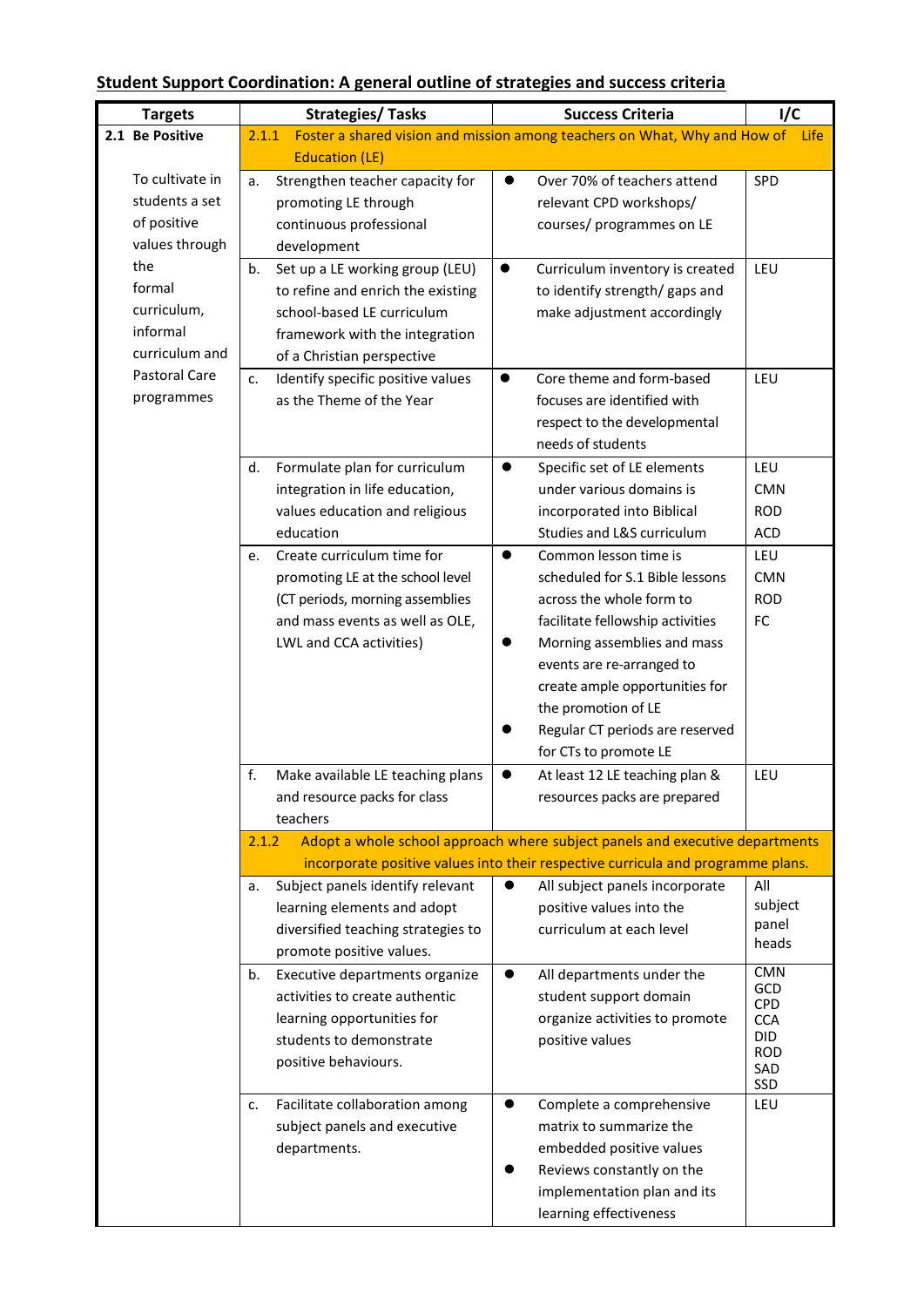**Student Support Coordination: A general outline of strategies and success criteria**

| Targets | Strategies/ Tasks | Success Criteria | I/C |
|---|---|---|---|
| **2.1 Be Positive** | **2.1.1 Foster a shared vision and mission among teachers on What, Why and How of Life Education (LE)** | | |
| To cultivate in students a set of positive values through the formal curriculum, informal curriculum and Pastoral Care programmes | a. Strengthen teacher capacity for promoting LE through continuous professional development | • Over 70% of teachers attend relevant CPD workshops/ courses/ programmes on LE | SPD |
| | b. Set up a LE working group (LEU) to refine and enrich the existing school-based LE curriculum framework with the integration of a Christian perspective | • Curriculum inventory is created to identify strength/ gaps and make adjustment accordingly | LEU |
| | c. Identify specific positive values as the Theme of the Year | • Core theme and form-based focuses are identified with respect to the developmental needs of students | LEU |
| | d. Formulate plan for curriculum integration in life education, values education and religious education | • Specific set of LE elements under various domains is incorporated into Biblical Studies and L&S curriculum | LEU CMN ROD ACD |
| | e. Create curriculum time for promoting LE at the school level (CT periods, morning assemblies and mass events as well as OLE, LWL and CCA activities) | • Common lesson time is scheduled for S.1 Bible lessons across the whole form to facilitate fellowship activities<br>• Morning assemblies and mass events are re-arranged to create ample opportunities for the promotion of LE<br>• Regular CT periods are reserved for CTs to promote LE | LEU CMN ROD FC |
| | f. Make available LE teaching plans and resource packs for class teachers | • At least 12 LE teaching plan & resources packs are prepared | LEU |
| | **2.1.2 Adopt a whole school approach where subject panels and executive departments incorporate positive values into their respective curricula and programme plans.** | | |
| | a. Subject panels identify relevant learning elements and adopt diversified teaching strategies to promote positive values. | • All subject panels incorporate positive values into the curriculum at each level | All subject panel heads |
| | b. Executive departments organize activities to create authentic learning opportunities for students to demonstrate positive behaviours. | • All departments under the student support domain organize activities to promote positive values | CMN GCD CPD CCA DID ROD SAD SSD |
| | c. Facilitate collaboration among subject panels and executive departments. | • Complete a comprehensive matrix to summarize the embedded positive values<br>• Reviews constantly on the implementation plan and its learning effectiveness | LEU |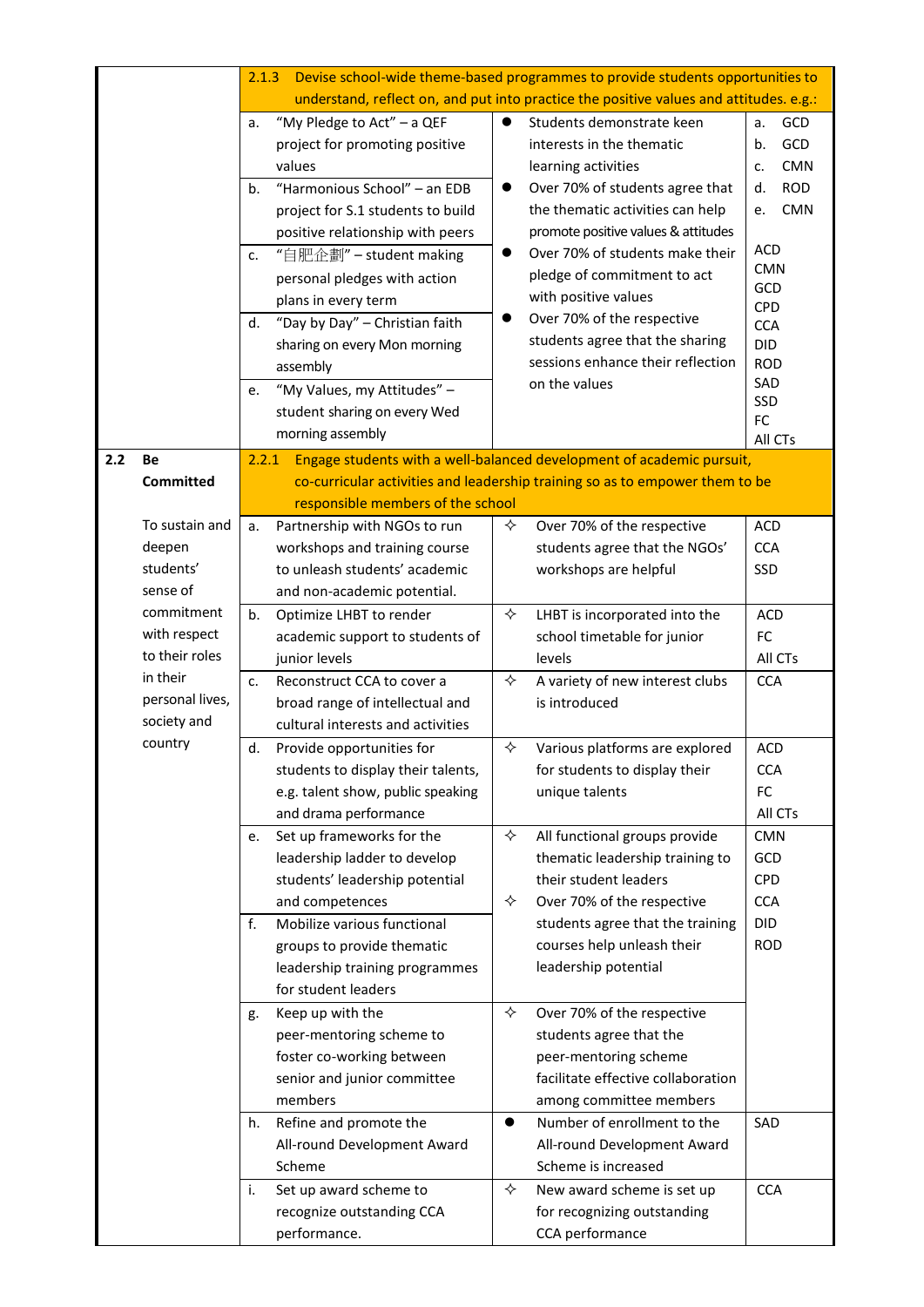| | | | | |
|---|---|---|---|---|
| | | **2.1.3 Devise school-wide theme-based programmes to provide students opportunities to understand, reflect on, and put into practice the positive values and attitudes. e.g.:** | | |
| | | a. "My Pledge to Act" – a QEF project for promoting positive values<br>b. "Harmonious School" – an EDB project for S.1 students to build positive relationship with peers<br>c. "自肥企劃" – student making personal pledges with action plans in every term<br>d. "Day by Day" – Christian faith sharing on every Mon morning assembly<br>e. "My Values, my Attitudes" – student sharing on every Wed morning assembly | ● Students demonstrate keen interests in the thematic learning activities<br>● Over 70% of students agree that the thematic activities can help promote positive values & attitudes<br>● Over 70% of students make their pledge of commitment to act with positive values<br>● Over 70% of the respective students agree that the sharing sessions enhance their reflection on the values | a. GCD<br>b. GCD<br>c. CMN<br>d. ROD<br>e. CMN<br><br>ACD<br>CMN<br>GCD<br>CPD<br>CCA<br>DID<br>ROD<br>SAD<br>SSD<br>FC<br>All CTs |
| 2.2 | **Be Committed** | **2.2.1 Engage students with a well-balanced development of academic pursuit, co-curricular activities and leadership training so as to empower them to be responsible members of the school** | | |
| | To sustain and deepen students' sense of commitment with respect to their roles in their personal lives, society and country | a. Partnership with NGOs to run workshops and training course to unleash students' academic and non-academic potential. | ✧ Over 70% of the respective students agree that the NGOs' workshops are helpful | ACD<br>CCA<br>SSD |
| | | b. Optimize LHBT to render academic support to students of junior levels | ✧ LHBT is incorporated into the school timetable for junior levels | ACD<br>FC<br>All CTs |
| | | c. Reconstruct CCA to cover a broad range of intellectual and cultural interests and activities | ✧ A variety of new interest clubs is introduced | CCA |
| | | d. Provide opportunities for students to display their talents, e.g. talent show, public speaking and drama performance | ✧ Various platforms are explored for students to display their unique talents | ACD<br>CCA<br>FC<br>All CTs |
| | | e. Set up frameworks for the leadership ladder to develop students' leadership potential and competences<br>f. Mobilize various functional groups to provide thematic leadership training programmes for student leaders | ✧ All functional groups provide thematic leadership training to their student leaders<br>✧ Over 70% of the respective students agree that the training courses help unleash their leadership potential | CMN<br>GCD<br>CPD<br>CCA<br>DID<br>ROD |
| | | g. Keep up with the peer-mentoring scheme to foster co-working between senior and junior committee members | ✧ Over 70% of the respective students agree that the peer-mentoring scheme facilitate effective collaboration among committee members | |
| | | h. Refine and promote the All-round Development Award Scheme | ● Number of enrollment to the All-round Development Award Scheme is increased | SAD |
| | | i. Set up award scheme to recognize outstanding CCA performance. | ✧ New award scheme is set up for recognizing outstanding CCA performance | CCA |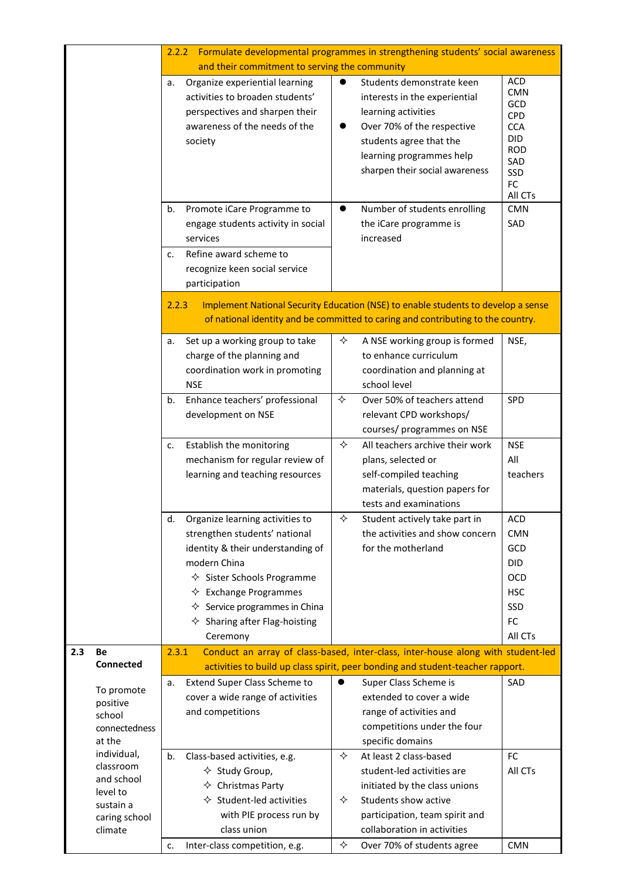| | | | | |
|---|---|---|---|---|
| | 2.2.2 Formulate developmental programmes in strengthening students' social awareness and their commitment to serving the community | | | |
| | a. | Organize experiential learning activities to broaden students' perspectives and sharpen their awareness of the needs of the society | ● Students demonstrate keen interests in the experiential learning activities<br>● Over 70% of the respective students agree that the learning programmes help sharpen their social awareness | ACD<br>CMN<br>GCD<br>CPD<br>CCA<br>DID<br>ROD<br>SAD<br>SSD<br>FC<br>All CTs |
| | b. | Promote iCare Programme to engage students activity in social services | ● Number of students enrolling the iCare programme is increased | CMN<br>SAD |
| | c. | Refine award scheme to recognize keen social service participation | | |
| | 2.2.3 Implement National Security Education (NSE) to enable students to develop a sense of national identity and be committed to caring and contributing to the country. | | | |
| | a. | Set up a working group to take charge of the planning and coordination work in promoting NSE | ✧ A NSE working group is formed to enhance curriculum coordination and planning at school level | NSE, |
| | b. | Enhance teachers' professional development on NSE | ✧ Over 50% of teachers attend relevant CPD workshops/ courses/ programmes on NSE | SPD |
| | c. | Establish the monitoring mechanism for regular review of learning and teaching resources | ✧ All teachers archive their work plans, selected or self-compiled teaching materials, question papers for tests and examinations | NSE<br>All teachers |
| | d. | Organize learning activities to strengthen students' national identity & their understanding of modern China<br>✧ Sister Schools Programme<br>✧ Exchange Programmes<br>✧ Service programmes in China<br>✧ Sharing after Flag-hoisting Ceremony | ✧ Student actively take part in the activities and show concern for the motherland | ACD<br>CMN<br>GCD<br>DID<br>OCD<br>HSC<br>SSD<br>FC<br>All CTs |
| 2.3 **Be Connected**<br><br>To promote positive school connectedness at the individual, classroom and school level to sustain a caring school climate | 2.3.1 Conduct an array of class-based, inter-class, inter-house along with student-led activities to build up class spirit, peer bonding and student-teacher rapport. | | | |
| | a. | Extend Super Class Scheme to cover a wide range of activities and competitions | ● Super Class Scheme is extended to cover a wide range of activities and competitions under the four specific domains | SAD |
| | b. | Class-based activities, e.g.<br>✧ Study Group,<br>✧ Christmas Party<br>✧ Student-led activities with PIE process run by class union | ✧ At least 2 class-based student-led activities are initiated by the class unions<br>✧ Students show active participation, team spirit and collaboration in activities | FC<br>All CTs |
| | c. | Inter-class competition, e.g. | ✧ Over 70% of students agree | CMN |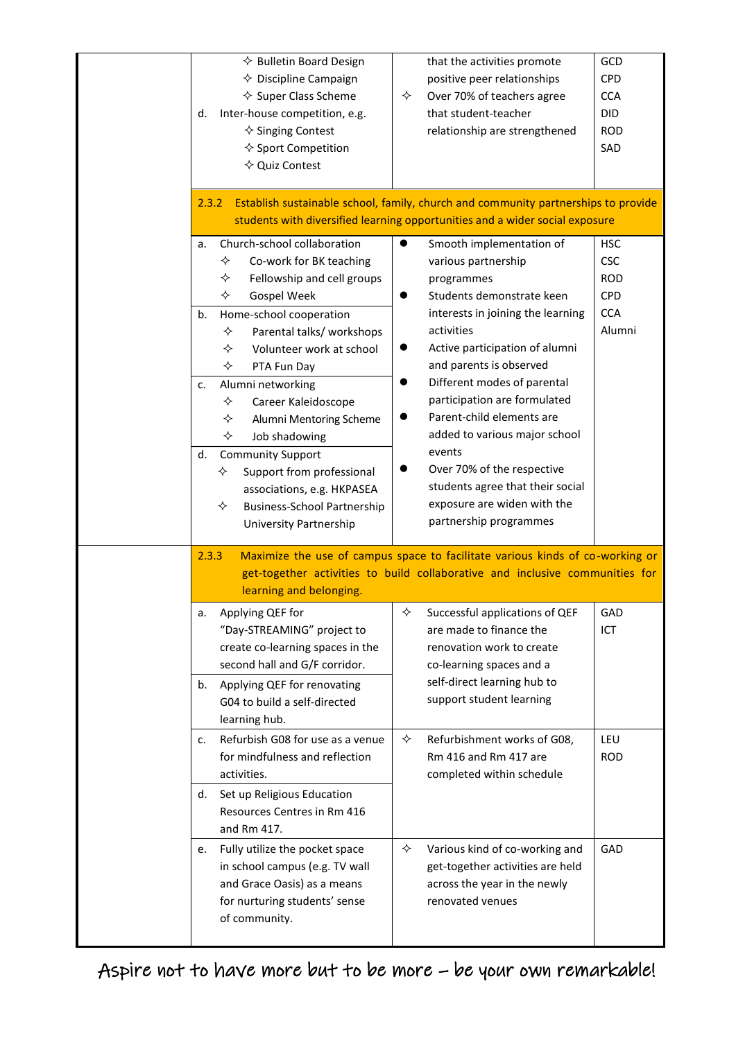| | | | |
|---|---|---|---|
| | ✧ Bulletin Board Design<br>✧ Discipline Campaign<br>✧ Super Class Scheme<br>d. Inter-house competition, e.g.<br>✧ Singing Contest<br>✧ Sport Competition<br>✧ Quiz Contest | that the activities promote positive peer relationships<br>✧ Over 70% of teachers agree that student-teacher relationship are strengthened | GCD<br>CPD<br>CCA<br>DID<br>ROD<br>SAD |
| | **2.3.2 Establish sustainable school, family, church and community partnerships to provide students with diversified learning opportunities and a wider social exposure** | | |
| | a. Church-school collaboration<br>✧ Co-work for BK teaching<br>✧ Fellowship and cell groups<br>✧ Gospel Week<br>b. Home-school cooperation<br>✧ Parental talks/ workshops<br>✧ Volunteer work at school<br>✧ PTA Fun Day<br>c. Alumni networking<br>✧ Career Kaleidoscope<br>✧ Alumni Mentoring Scheme<br>✧ Job shadowing<br>d. Community Support<br>✧ Support from professional associations, e.g. HKPASEA<br>✧ Business-School Partnership University Partnership | ● Smooth implementation of various partnership programmes<br>● Students demonstrate keen interests in joining the learning activities<br>● Active participation of alumni and parents is observed<br>● Different modes of parental participation are formulated<br>● Parent-child elements are added to various major school events<br>● Over 70% of the respective students agree that their social exposure are widen with the partnership programmes | HSC<br>CSC<br>ROD<br>CPD<br>CCA<br>Alumni |
| | **2.3.3 Maximize the use of campus space to facilitate various kinds of co-working or get-together activities to build collaborative and inclusive communities for learning and belonging.** | | |
| | a. Applying QEF for "Day-STREAMING" project to create co-learning spaces in the second hall and G/F corridor.<br>b. Applying QEF for renovating G04 to build a self-directed learning hub. | ✧ Successful applications of QEF are made to finance the renovation work to create co-learning spaces and a self-direct learning hub to support student learning | GAD<br>ICT |
| | c. Refurbish G08 for use as a venue for mindfulness and reflection activities.<br>d. Set up Religious Education Resources Centres in Rm 416 and Rm 417. | ✧ Refurbishment works of G08, Rm 416 and Rm 417 are completed within schedule | LEU<br>ROD |
| | e. Fully utilize the pocket space in school campus (e.g. TV wall and Grace Oasis) as a means for nurturing students' sense of community. | ✧ Various kind of co-working and get-together activities are held across the year in the newly renovated venues | GAD |

Aspire not to have more but to be more – be your own remarkable!